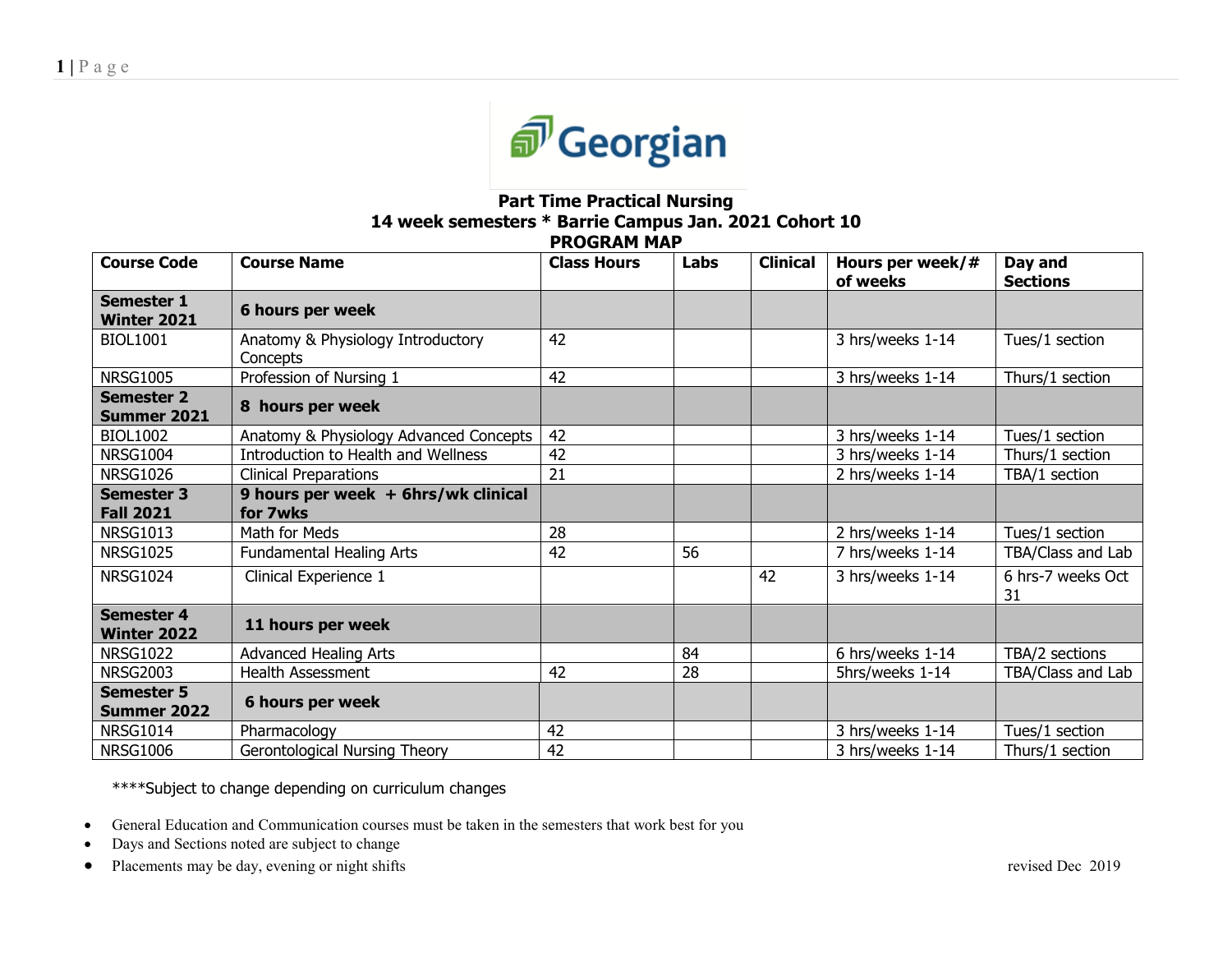Georgian

# Part Time Practical Nursing

## 14 week semesters * Barrie Campus Jan. 2021 Cohort 10

## PROGRAM MAP

| Course Code | Course Name | Class Hours | Labs | Clinical | Hours per week/# of weeks | Day and Sections |
|---|---|---|---|---|---|---|
| **Semester 1 Winter 2021** | **6 hours per week** | | | | | |
| BIOL1001 | Anatomy & Physiology Introductory Concepts | 42 | | | 3 hrs/weeks 1-14 | Tues/1 section |
| NRSG1005 | Profession of Nursing 1 | 42 | | | 3 hrs/weeks 1-14 | Thurs/1 section |
| **Semester 2 Summer 2021** | **8 hours per week** | | | | | |
| BIOL1002 | Anatomy & Physiology Advanced Concepts | 42 | | | 3 hrs/weeks 1-14 | Tues/1 section |
| NRSG1004 | Introduction to Health and Wellness | 42 | | | 3 hrs/weeks 1-14 | Thurs/1 section |
| NRSG1026 | Clinical Preparations | 21 | | | 2 hrs/weeks 1-14 | TBA/1 section |
| **Semester 3 Fall 2021** | **9 hours per week + 6hrs/wk clinical for 7wks** | | | | | |
| NRSG1013 | Math for Meds | 28 | | | 2 hrs/weeks 1-14 | Tues/1 section |
| NRSG1025 | Fundamental Healing Arts | 42 | 56 | | 7 hrs/weeks 1-14 | TBA/Class and Lab |
| NRSG1024 | Clinical Experience 1 | | | 42 | 3 hrs/weeks 1-14 | 6 hrs-7 weeks Oct 31 |
| **Semester 4 Winter 2022** | **11 hours per week** | | | | | |
| NRSG1022 | Advanced Healing Arts | | 84 | | 6 hrs/weeks 1-14 | TBA/2 sections |
| NRSG2003 | Health Assessment | 42 | 28 | | 5hrs/weeks 1-14 | TBA/Class and Lab |
| **Semester 5 Summer 2022** | **6 hours per week** | | | | | |
| NRSG1014 | Pharmacology | 42 | | | 3 hrs/weeks 1-14 | Tues/1 section |
| NRSG1006 | Gerontological Nursing Theory | 42 | | | 3 hrs/weeks 1-14 | Thurs/1 section |

****Subject to change depending on curriculum changes

- General Education and Communication courses must be taken in the semesters that work best for you
- Days and Sections noted are subject to change
- Placements may be day, evening or night shifts

revised Dec 2019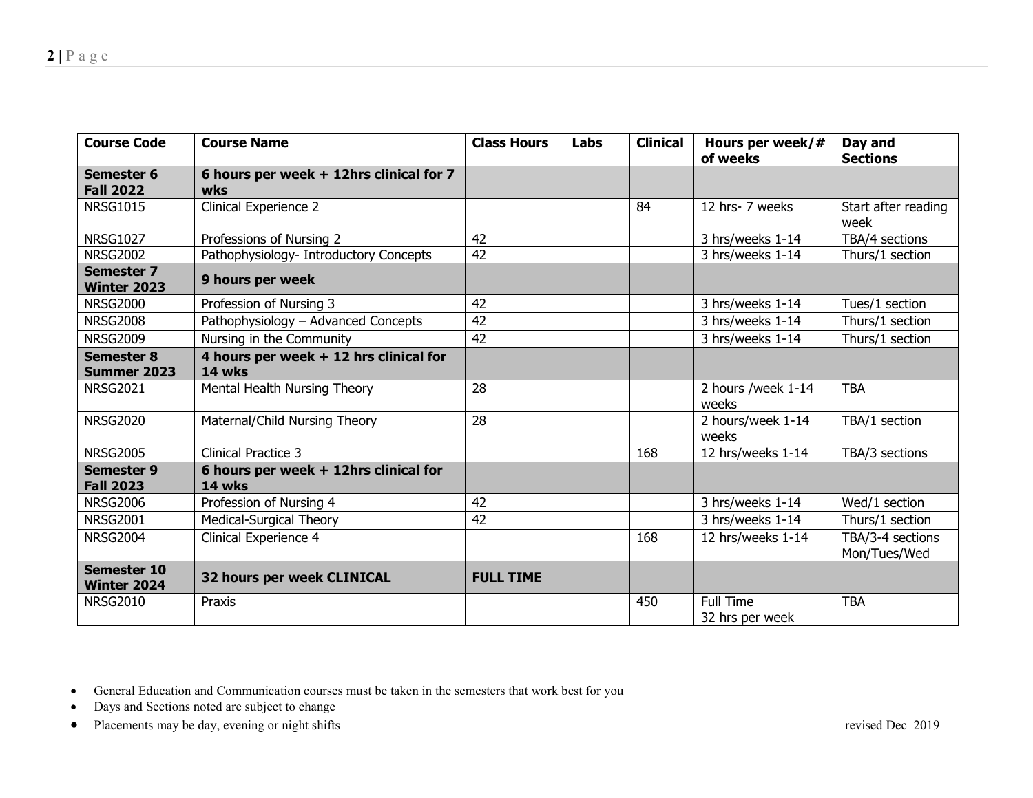| Course Code | Course Name | Class Hours | Labs | Clinical | Hours per week/# of weeks | Day and Sections |
|---|---|---|---|---|---|---|
| **Semester 6 Fall 2022** | **6 hours per week + 12hrs clinical for 7 wks** | | | | | |
| NRSG1015 | Clinical Experience 2 | | | 84 | 12 hrs- 7 weeks | Start after reading week |
| NRSG1027 | Professions of Nursing 2 | 42 | | | 3 hrs/weeks 1-14 | TBA/4 sections |
| NRSG2002 | Pathophysiology- Introductory Concepts | 42 | | | 3 hrs/weeks 1-14 | Thurs/1 section |
| **Semester 7 Winter 2023** | **9 hours per week** | | | | | |
| NRSG2000 | Profession of Nursing 3 | 42 | | | 3 hrs/weeks 1-14 | Tues/1 section |
| NRSG2008 | Pathophysiology – Advanced Concepts | 42 | | | 3 hrs/weeks 1-14 | Thurs/1 section |
| NRSG2009 | Nursing in the Community | 42 | | | 3 hrs/weeks 1-14 | Thurs/1 section |
| **Semester 8 Summer 2023** | **4 hours per week + 12 hrs clinical for 14 wks** | | | | | |
| NRSG2021 | Mental Health Nursing Theory | 28 | | | 2 hours /week 1-14 weeks | TBA |
| NRSG2020 | Maternal/Child Nursing Theory | 28 | | | 2 hours/week 1-14 weeks | TBA/1 section |
| NRSG2005 | Clinical Practice 3 | | | 168 | 12 hrs/weeks 1-14 | TBA/3 sections |
| **Semester 9 Fall 2023** | **6 hours per week + 12hrs clinical for 14 wks** | | | | | |
| NRSG2006 | Profession of Nursing 4 | 42 | | | 3 hrs/weeks 1-14 | Wed/1 section |
| NRSG2001 | Medical-Surgical Theory | 42 | | | 3 hrs/weeks 1-14 | Thurs/1 section |
| NRSG2004 | Clinical Experience 4 | | | 168 | 12 hrs/weeks 1-14 | TBA/3-4 sections Mon/Tues/Wed |
| **Semester 10 Winter 2024** | **32 hours per week CLINICAL** | **FULL TIME** | | | | |
| NRSG2010 | Praxis | | | 450 | Full Time 32 hrs per week | TBA |

- General Education and Communication courses must be taken in the semesters that work best for you
- Days and Sections noted are subject to change
- Placements may be day, evening or night shifts

revised Dec 2019